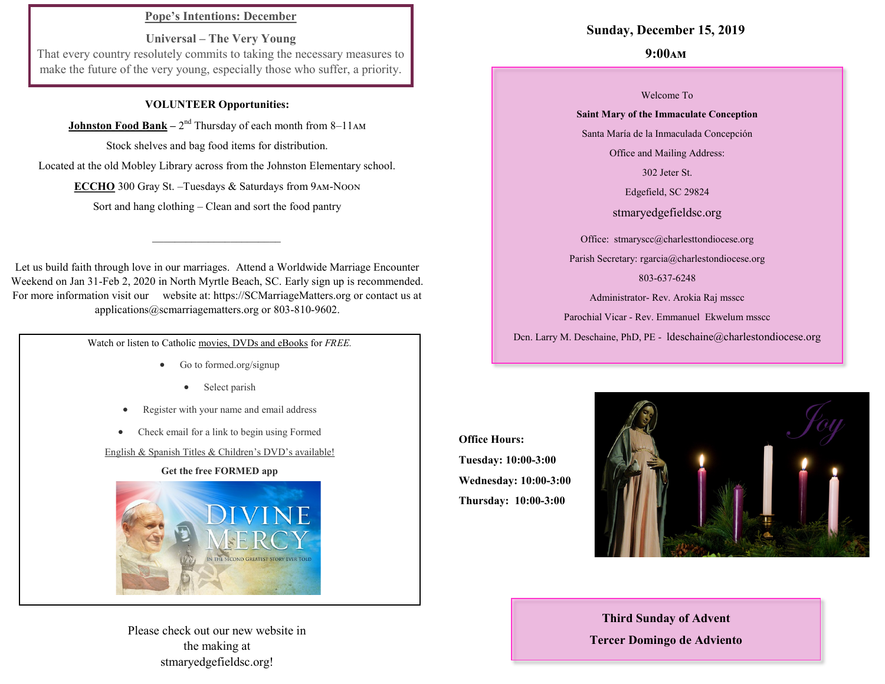**Pope's Intentions: December**

**Universal – The Very Young**

That every country resolutely commits to taking the necessary measures to make the future of the very young, especially those who suffer, a priority.

**VOLUNTEER Opportunities:**

**Johnston Food Bank** – 2nd Thursday of each month from 8–11AM

Stock shelves and bag food items for distribution.

Located at the old Mobley Library across from the Johnston Elementary school.

**ECCHO** 300 Gray St. –Tuesdays & Saturdays from 9AM-NOON

Sort and hang clothing – Clean and sort the food pantry

---

Let us build faith through love in our marriages. Attend a Worldwide Marriage Encounter Weekend on Jan 31-Feb 2, 2020 in North Myrtle Beach, SC. Early sign up is recommended. For more information visit our website at: https://SCMarriageMatters.org or contact us at applications@scmarriagematters.org or 803-810-9602.

Watch or listen to Catholic movies, DVDs and eBooks for *FREE.*

- Go to formed.org/signup
- Select parish
- Register with your name and email address
- Check email for a link to begin using Formed

English & Spanish Titles & Children's DVD's available!

**Get the free FORMED app**

Please check out our new website in the making at stmaryedgefieldsc.org!

**Sunday, December 15, 2019**

**9:00AM**

Welcome To

**Saint Mary of the Immaculate Conception**

Santa María de la Inmaculada Concepción

Office and Mailing Address:

302 Jeter St.

Edgefield, SC 29824

stmaryedgefieldsc.org

Office: stmaryscc@charlesttondiocese.org

Parish Secretary: rgarcia@charlestondiocese.org

803-637-6248

Administrator- Rev. Arokia Raj msscc

Parochial Vicar - Rev. Emmanuel Ekwelum msscc

Dcn. Larry M. Deschaine, PhD, PE - ldeschaine@charlestondiocese.org

**Office Hours:**

**Tuesday: 10:00-3:00**

**Wednesday: 10:00-3:00**

**Thursday: 10:00-3:00**

**Third Sunday of Advent**

**Tercer Domingo de Adviento**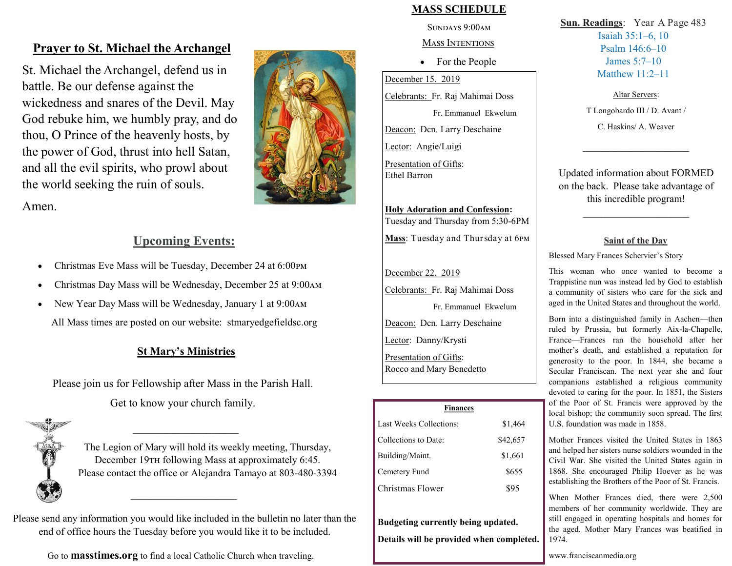## Prayer to St. Michael the Archangel

St. Michael the Archangel, defend us in battle. Be our defense against the wickedness and snares of the Devil. May God rebuke him, we humbly pray, and do thou, O Prince of the heavenly hosts, by the power of God, thrust into hell Satan, and all the evil spirits, who prowl about the world seeking the ruin of souls.

Amen.

## Upcoming Events:

- Christmas Eve Mass will be Tuesday, December 24 at 6:00PM
- Christmas Day Mass will be Wednesday, December 25 at 9:00AM
- New Year Day Mass will be Wednesday, January 1 at 9:00AM

All Mass times are posted on our website: stmaryedgefieldsc.org

## St Mary's Ministries

Please join us for Fellowship after Mass in the Parish Hall.

Get to know your church family.

---

The Legion of Mary will hold its weekly meeting, Thursday, December 19TH following Mass at approximately 6:45. Please contact the office or Alejandra Tamayo at 803-480-3394

---

Please send any information you would like included in the bulletin no later than the end of office hours the Tuesday before you would like it to be included.

Go to **masstimes.org** to find a local Catholic Church when traveling.

## MASS SCHEDULE

SUNDAYS 9:00AM

MASS INTENTIONS

- For the People

December 15, 2019

Celebrants: Fr. Raj Mahimai Doss
Fr. Emmanuel Ekwelum

Deacon: Dcn. Larry Deschaine

Lector: Angie/Luigi

Presentation of Gifts:
Ethel Barron

**Holy Adoration and Confession:**
Tuesday and Thursday from 5:30-6PM

**Mass**: Tuesday and Thursday at 6PM

December 22, 2019

Celebrants: Fr. Raj Mahimai Doss
Fr. Emmanuel Ekwelum

Deacon: Dcn. Larry Deschaine

Lector: Danny/Krysti

Presentation of Gifts:
Rocco and Mary Benedetto

**Finances**

| | |
|---|---|
| Last Weeks Collections: | $1,464 |
| Collections to Date: | $42,657 |
| Building/Maint. | $1,661 |
| Cemetery Fund | $655 |
| Christmas Flower | $95 |

**Budgeting currently being updated.**

**Details will be provided when completed.**

**Sun. Readings**: Year A Page 483
Isaiah 35:1–6, 10
Psalm 146:6–10
James 5:7–10
Matthew 11:2–11

Altar Servers:

T Longobardo III / D. Avant /
C. Haskins/ A. Weaver

---

Updated information about FORMED on the back. Please take advantage of this incredible program!

---

## Saint of the Day

Blessed Mary Frances Schervier's Story

This woman who once wanted to become a Trappistine nun was instead led by God to establish a community of sisters who care for the sick and aged in the United States and throughout the world.

Born into a distinguished family in Aachen—then ruled by Prussia, but formerly Aix-la-Chapelle, France—Frances ran the household after her mother's death, and established a reputation for generosity to the poor. In 1844, she became a Secular Franciscan. The next year she and four companions established a religious community devoted to caring for the poor. In 1851, the Sisters of the Poor of St. Francis were approved by the local bishop; the community soon spread. The first U.S. foundation was made in 1858.

Mother Frances visited the United States in 1863 and helped her sisters nurse soldiers wounded in the Civil War. She visited the United States again in 1868. She encouraged Philip Hoever as he was establishing the Brothers of the Poor of St. Francis.

When Mother Frances died, there were 2,500 members of her community worldwide. They are still engaged in operating hospitals and homes for the aged. Mother Mary Frances was beatified in 1974.

www.franciscanmedia.org